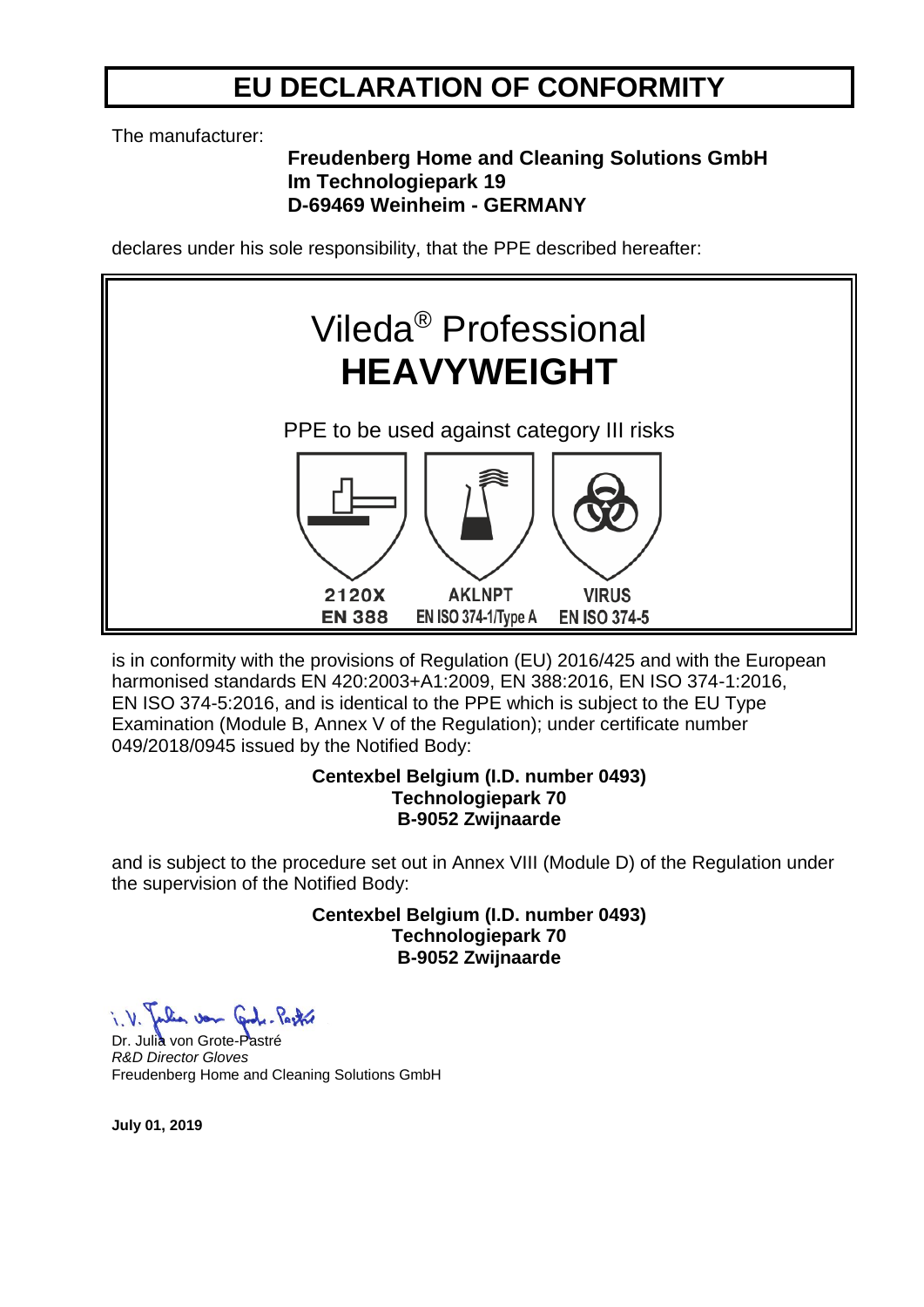# EU DECLARATION OF CONFORMITY

The manufacturer:

**Freudenberg Home and Cleaning Solutions GmbH**
**Im Technologiepark 19**
**D-69469 Weinheim - GERMANY**

declares under his sole responsibility, that the PPE described hereafter:

Vileda® Professional
**HEAVYWEIGHT**

PPE to be used against category III risks

| 2120X | AKLNPT | VIRUS |
|---|---|---|
| EN 388 | EN ISO 374-1/Type A | EN ISO 374-5 |

is in conformity with the provisions of Regulation (EU) 2016/425 and with the European harmonised standards EN 420:2003+A1:2009, EN 388:2016, EN ISO 374-1:2016, EN ISO 374-5:2016, and is identical to the PPE which is subject to the EU Type Examination (Module B, Annex V of the Regulation); under certificate number 049/2018/0945 issued by the Notified Body:

**Centexbel Belgium (I.D. number 0493)**
**Technologiepark 70**
**B-9052 Zwijnaarde**

and is subject to the procedure set out in Annex VIII (Module D) of the Regulation under the supervision of the Notified Body:

**Centexbel Belgium (I.D. number 0493)**
**Technologiepark 70**
**B-9052 Zwijnaarde**

i.V. Julia von Grote-Pastré

Dr. Julia von Grote-Pastré
*R&D Director Gloves*
Freudenberg Home and Cleaning Solutions GmbH

**July 01, 2019**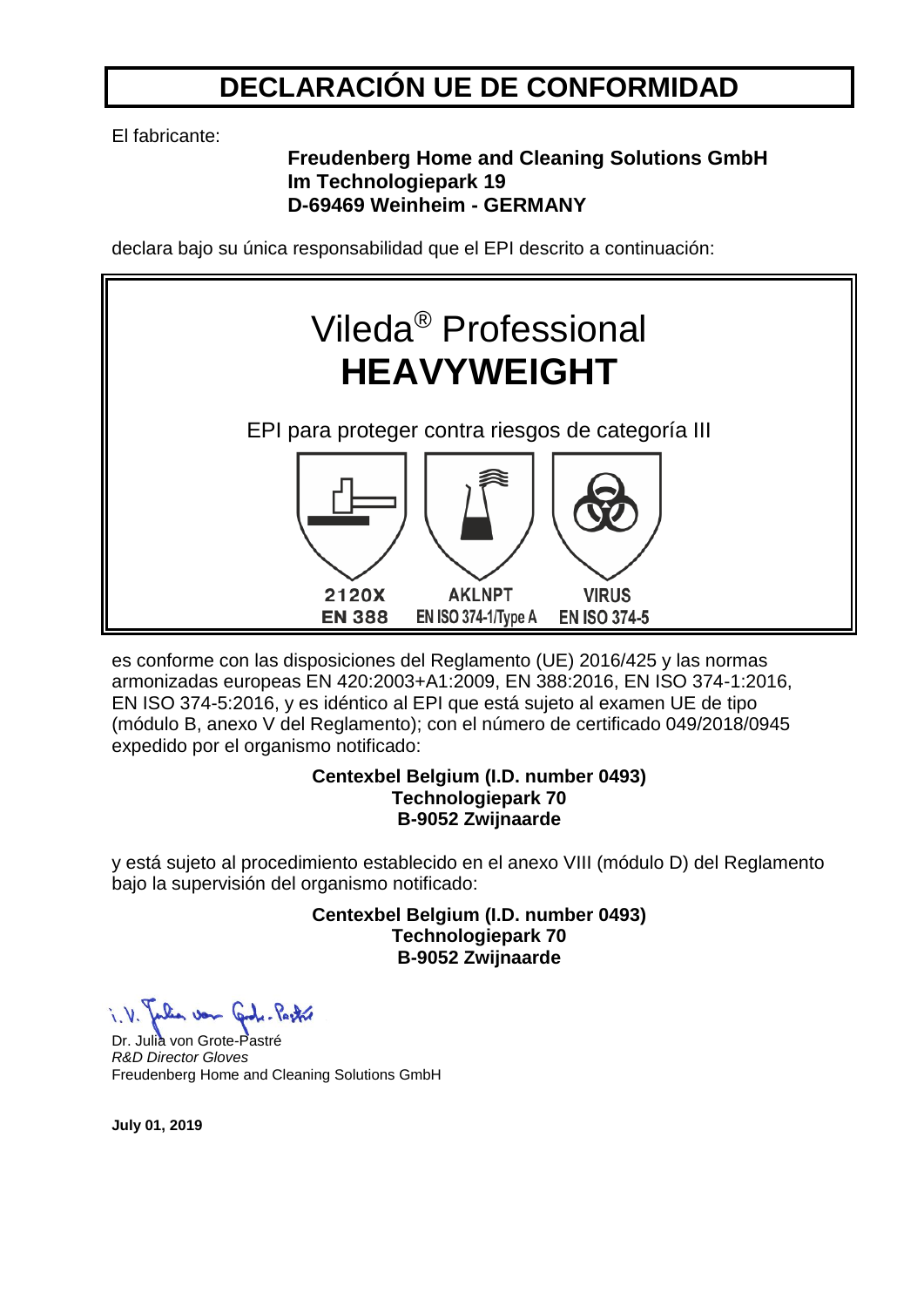# DECLARACIÓN UE DE CONFORMIDAD

El fabricante:

**Freudenberg Home and Cleaning Solutions GmbH**
**Im Technologiepark 19**
**D-69469 Weinheim - GERMANY**

declara bajo su única responsabilidad que el EPI descrito a continuación:

Vileda® Professional
**HEAVYWEIGHT**

EPI para proteger contra riesgos de categoría III

| 2120X | AKLNPT | VIRUS |
|---|---|---|
| EN 388 | EN ISO 374-1/Type A | EN ISO 374-5 |

es conforme con las disposiciones del Reglamento (UE) 2016/425 y las normas armonizadas europeas EN 420:2003+A1:2009, EN 388:2016, EN ISO 374-1:2016, EN ISO 374-5:2016, y es idéntico al EPI que está sujeto al examen UE de tipo (módulo B, anexo V del Reglamento); con el número de certificado 049/2018/0945 expedido por el organismo notificado:

**Centexbel Belgium (I.D. number 0493)**
**Technologiepark 70**
**B-9052 Zwijnaarde**

y está sujeto al procedimiento establecido en el anexo VIII (módulo D) del Reglamento bajo la supervisión del organismo notificado:

**Centexbel Belgium (I.D. number 0493)**
**Technologiepark 70**
**B-9052 Zwijnaarde**

i. V. Julia von Grote-Pastré

Dr. Julia von Grote-Pastré
*R&D Director Gloves*
Freudenberg Home and Cleaning Solutions GmbH

**July 01, 2019**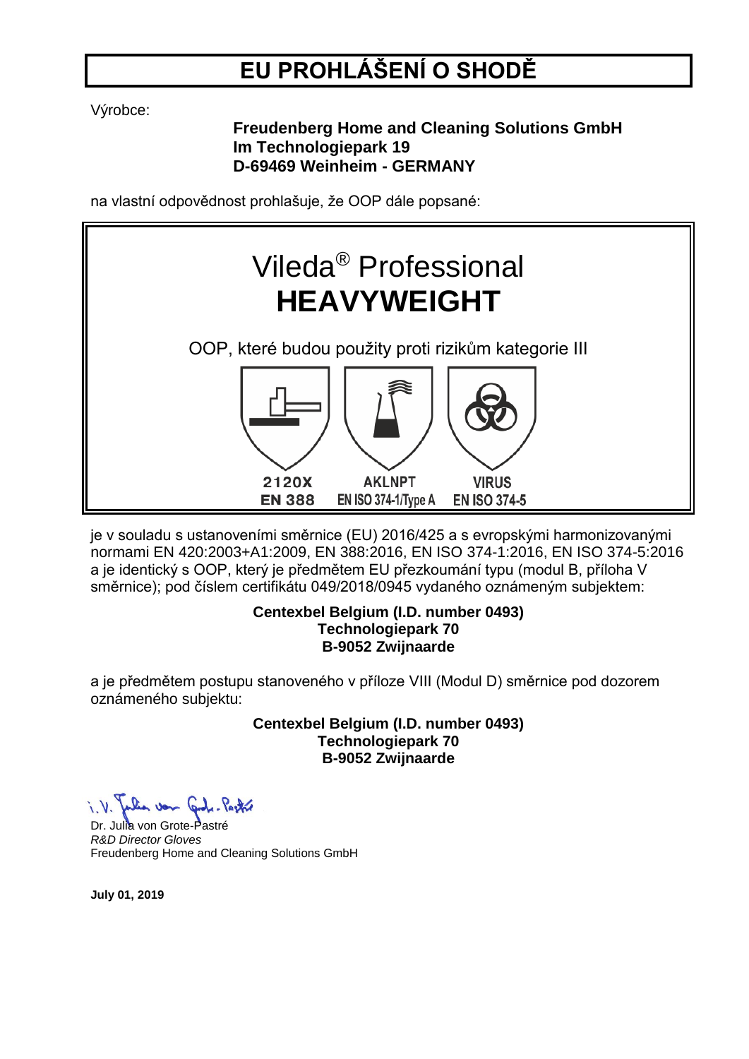# EU PROHLÁŠENÍ O SHODĚ

Výrobce:

**Freudenberg Home and Cleaning Solutions GmbH**
**Im Technologiepark 19**
**D-69469 Weinheim - GERMANY**

na vlastní odpovědnost prohlašuje, že OOP dále popsané:

Vileda® Professional
**HEAVYWEIGHT**

OOP, které budou použity proti rizikům kategorie III

| 2120X | AKLNPT | VIRUS |
|---|---|---|
| EN 388 | EN ISO 374-1/Type A | EN ISO 374-5 |

je v souladu s ustanoveními směrnice (EU) 2016/425 a s evropskými harmonizovanými normami EN 420:2003+A1:2009, EN 388:2016, EN ISO 374-1:2016, EN ISO 374-5:2016 a je identický s OOP, který je předmětem EU přezkoumání typu (modul B, příloha V směrnice); pod číslem certifikátu 049/2018/0945 vydaného oznámeným subjektem:

**Centexbel Belgium (I.D. number 0493)**
**Technologiepark 70**
**B-9052 Zwijnaarde**

a je předmětem postupu stanoveného v příloze VIII (Modul D) směrnice pod dozorem oznámeného subjektu:

**Centexbel Belgium (I.D. number 0493)**
**Technologiepark 70**
**B-9052 Zwijnaarde**

i.V. Julia von Grote-Pastré

Dr. Julia von Grote-Pastré
*R&D Director Gloves*
Freudenberg Home and Cleaning Solutions GmbH

**July 01, 2019**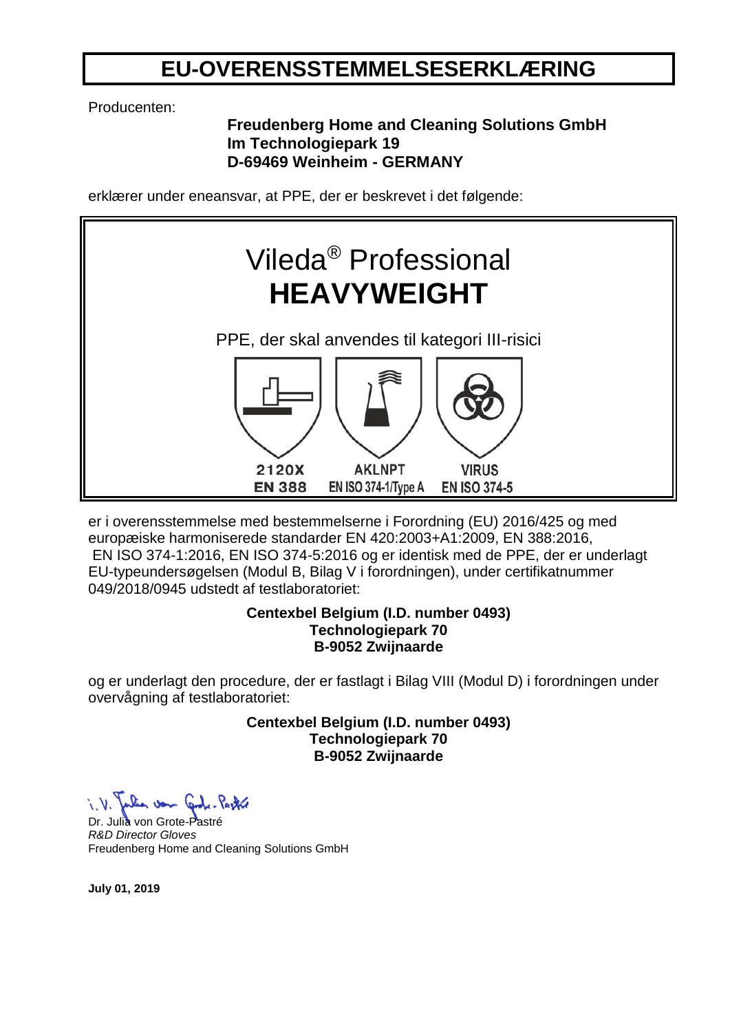# EU-OVERENSSTEMMELSESERKLÆRING

Producenten:

**Freudenberg Home and Cleaning Solutions GmbH**
**Im Technologiepark 19**
**D-69469 Weinheim - GERMANY**

erklærer under eneansvar, at PPE, der er beskrevet i det følgende:

Vileda® Professional
**HEAVYWEIGHT**

PPE, der skal anvendes til kategori III-risici

| 2120X | AKLNPT | VIRUS |
|---|---|---|
| EN 388 | EN ISO 374-1/Type A | EN ISO 374-5 |

er i overensstemmelse med bestemmelserne i Forordning (EU) 2016/425 og med europæiske harmoniserede standarder EN 420:2003+A1:2009, EN 388:2016, EN ISO 374-1:2016, EN ISO 374-5:2016 og er identisk med de PPE, der er underlagt EU-typeundersøgelsen (Modul B, Bilag V i forordningen), under certifikatnummer 049/2018/0945 udstedt af testlaboratoriet:

**Centexbel Belgium (I.D. number 0493)**
**Technologiepark 70**
**B-9052 Zwijnaarde**

og er underlagt den procedure, der er fastlagt i Bilag VIII (Modul D) i forordningen under overvågning af testlaboratoriet:

**Centexbel Belgium (I.D. number 0493)**
**Technologiepark 70**
**B-9052 Zwijnaarde**

i.V. Julia von Grote-Pastré

Dr. Julia von Grote-Pastré
*R&D Director Gloves*
Freudenberg Home and Cleaning Solutions GmbH

**July 01, 2019**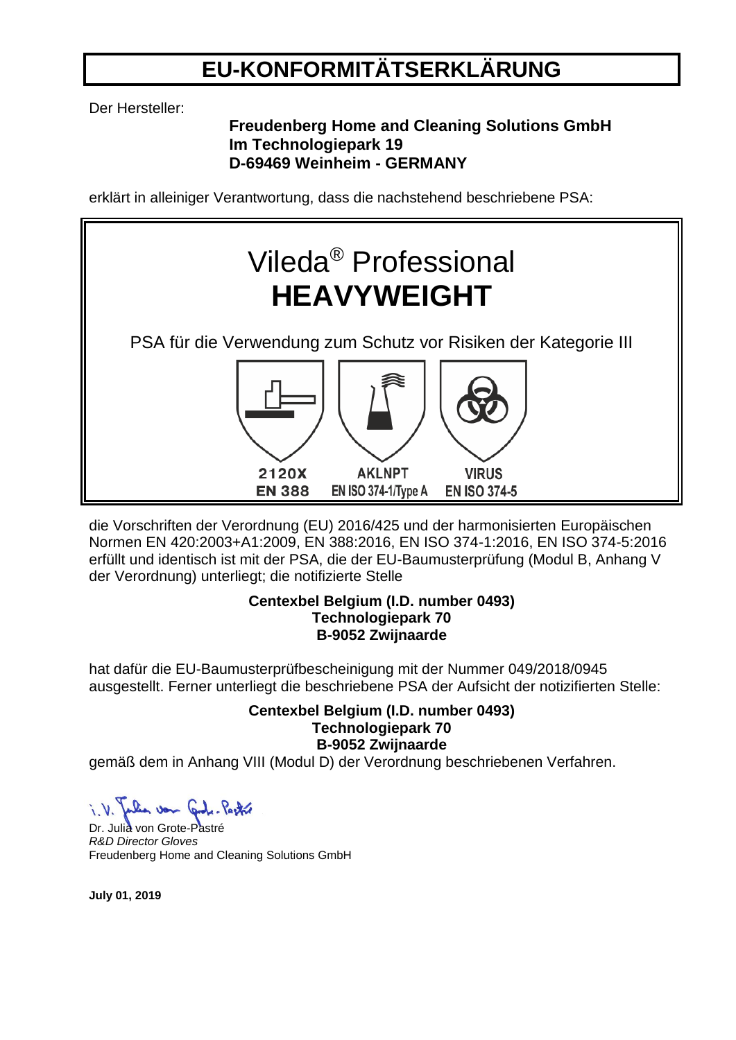# EU-KONFORMITÄTSERKLÄRUNG

Der Hersteller:

**Freudenberg Home and Cleaning Solutions GmbH**
**Im Technologiepark 19**
**D-69469 Weinheim - GERMANY**

erklärt in alleiniger Verantwortung, dass die nachstehend beschriebene PSA:

Vileda® Professional
**HEAVYWEIGHT**

PSA für die Verwendung zum Schutz vor Risiken der Kategorie III

| 2120X | AKLNPT | VIRUS |
|---|---|---|
| EN 388 | EN ISO 374-1/Type A | EN ISO 374-5 |

die Vorschriften der Verordnung (EU) 2016/425 und der harmonisierten Europäischen Normen EN 420:2003+A1:2009, EN 388:2016, EN ISO 374-1:2016, EN ISO 374-5:2016 erfüllt und identisch ist mit der PSA, die der EU-Baumusterprüfung (Modul B, Anhang V der Verordnung) unterliegt; die notifizierte Stelle

**Centexbel Belgium (I.D. number 0493)**
**Technologiepark 70**
**B-9052 Zwijnaarde**

hat dafür die EU-Baumusterprüfbescheinigung mit der Nummer 049/2018/0945 ausgestellt. Ferner unterliegt die beschriebene PSA der Aufsicht der notizifierten Stelle:

**Centexbel Belgium (I.D. number 0493)**
**Technologiepark 70**
**B-9052 Zwijnaarde**

gemäß dem in Anhang VIII (Modul D) der Verordnung beschriebenen Verfahren.

i.V. Julia von Grote-Pastré

Dr. Julia von Grote-Pastré
*R&D Director Gloves*
Freudenberg Home and Cleaning Solutions GmbH

**July 01, 2019**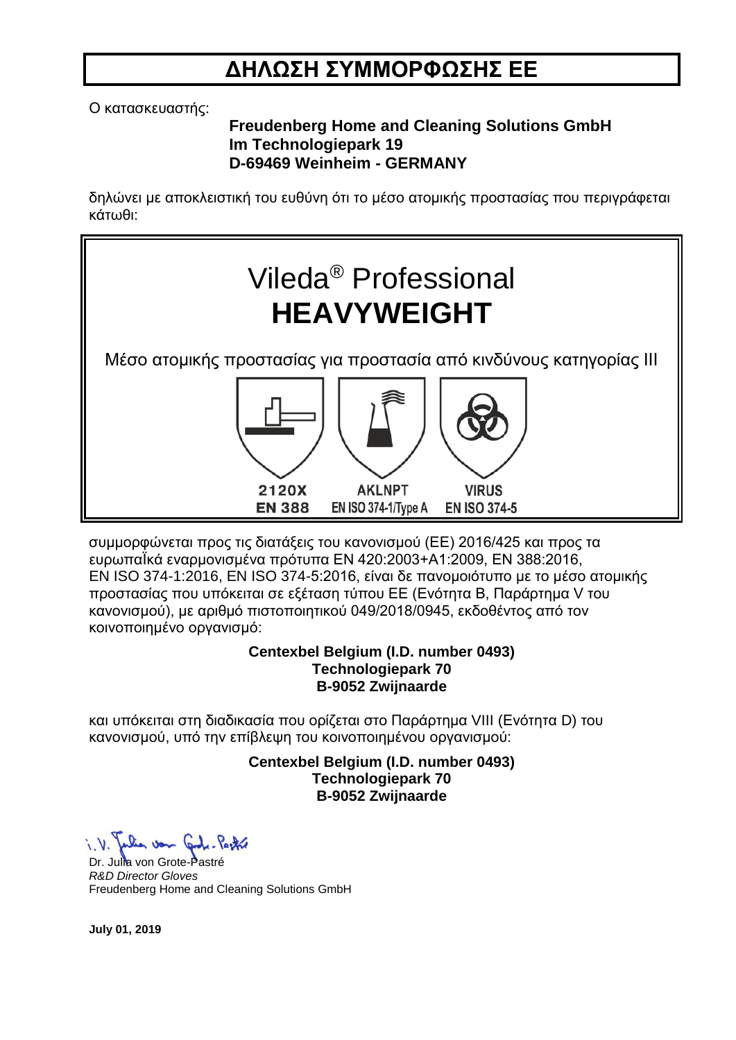# ΔΗΛΩΣΗ ΣΥΜΜΟΡΦΩΣΗΣ ΕΕ

Ο κατασκευαστής:

**Freudenberg Home and Cleaning Solutions GmbH**
**Im Technologiepark 19**
**D-69469 Weinheim - GERMANY**

δηλώνει με αποκλειστική του ευθύνη ότι το μέσο ατομικής προστασίας που περιγράφεται κάτωθι:

Vileda® Professional
**HEAVYWEIGHT**

Μέσο ατομικής προστασίας για προστασία από κινδύνους κατηγορίας III

| 2120X | AKLNPT | VIRUS |
|---|---|---|
| EN 388 | EN ISO 374-1/Type A | EN ISO 374-5 |

συμμορφώνεται προς τις διατάξεις του κανονισμού (ΕΕ) 2016/425 και προς τα ευρωπαϊκά εναρμονισμένα πρότυπα EN 420:2003+A1:2009, EN 388:2016, EN ISO 374-1:2016, EN ISO 374-5:2016, είναι δε πανομοιότυπο με το μέσο ατομικής προστασίας που υπόκειται σε εξέταση τύπου ΕΕ (Ενότητα Β, Παράρτημα V του κανονισμού), με αριθμό πιστοποιητικού 049/2018/0945, εκδοθέντος από τον κοινοποιημένο οργανισμό:

**Centexbel Belgium (I.D. number 0493)**
**Technologiepark 70**
**B-9052 Zwijnaarde**

και υπόκειται στη διαδικασία που ορίζεται στο Παράρτημα VIII (Ενότητα D) του κανονισμού, υπό την επίβλεψη του κοινοποιημένου οργανισμού:

**Centexbel Belgium (I.D. number 0493)**
**Technologiepark 70**
**B-9052 Zwijnaarde**

i.V. Julia von Grote-Pastré

Dr. Julia von Grote-Pastré
*R&D Director Gloves*
Freudenberg Home and Cleaning Solutions GmbH

**July 01, 2019**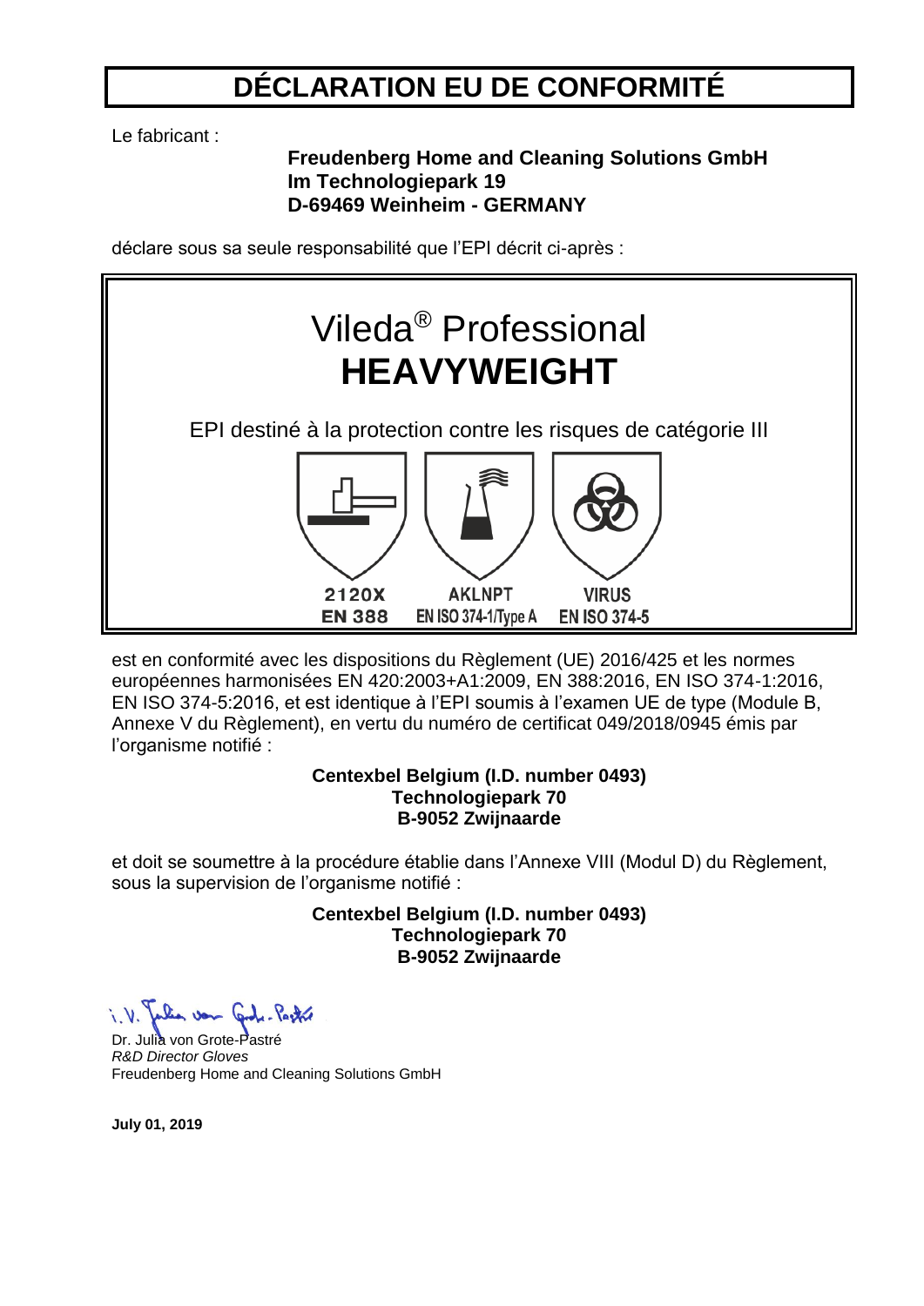# DÉCLARATION EU DE CONFORMITÉ

Le fabricant :

**Freudenberg Home and Cleaning Solutions GmbH**
**Im Technologiepark 19**
**D-69469 Weinheim - GERMANY**

déclare sous sa seule responsabilité que l'EPI décrit ci-après :

Vileda® Professional
**HEAVYWEIGHT**

EPI destiné à la protection contre les risques de catégorie III

| 2120X | AKLNPT | VIRUS |
|---|---|---|
| EN 388 | EN ISO 374-1/Type A | EN ISO 374-5 |

est en conformité avec les dispositions du Règlement (UE) 2016/425 et les normes européennes harmonisées EN 420:2003+A1:2009, EN 388:2016, EN ISO 374-1:2016, EN ISO 374-5:2016, et est identique à l'EPI soumis à l'examen UE de type (Module B, Annexe V du Règlement), en vertu du numéro de certificat 049/2018/0945 émis par l'organisme notifié :

**Centexbel Belgium (I.D. number 0493)**
**Technologiepark 70**
**B-9052 Zwijnaarde**

et doit se soumettre à la procédure établie dans l'Annexe VIII (Modul D) du Règlement, sous la supervision de l'organisme notifié :

**Centexbel Belgium (I.D. number 0493)**
**Technologiepark 70**
**B-9052 Zwijnaarde**

i.V. Julia von Grote-Pastré

Dr. Julia von Grote-Pastré
*R&D Director Gloves*
Freudenberg Home and Cleaning Solutions GmbH

**July 01, 2019**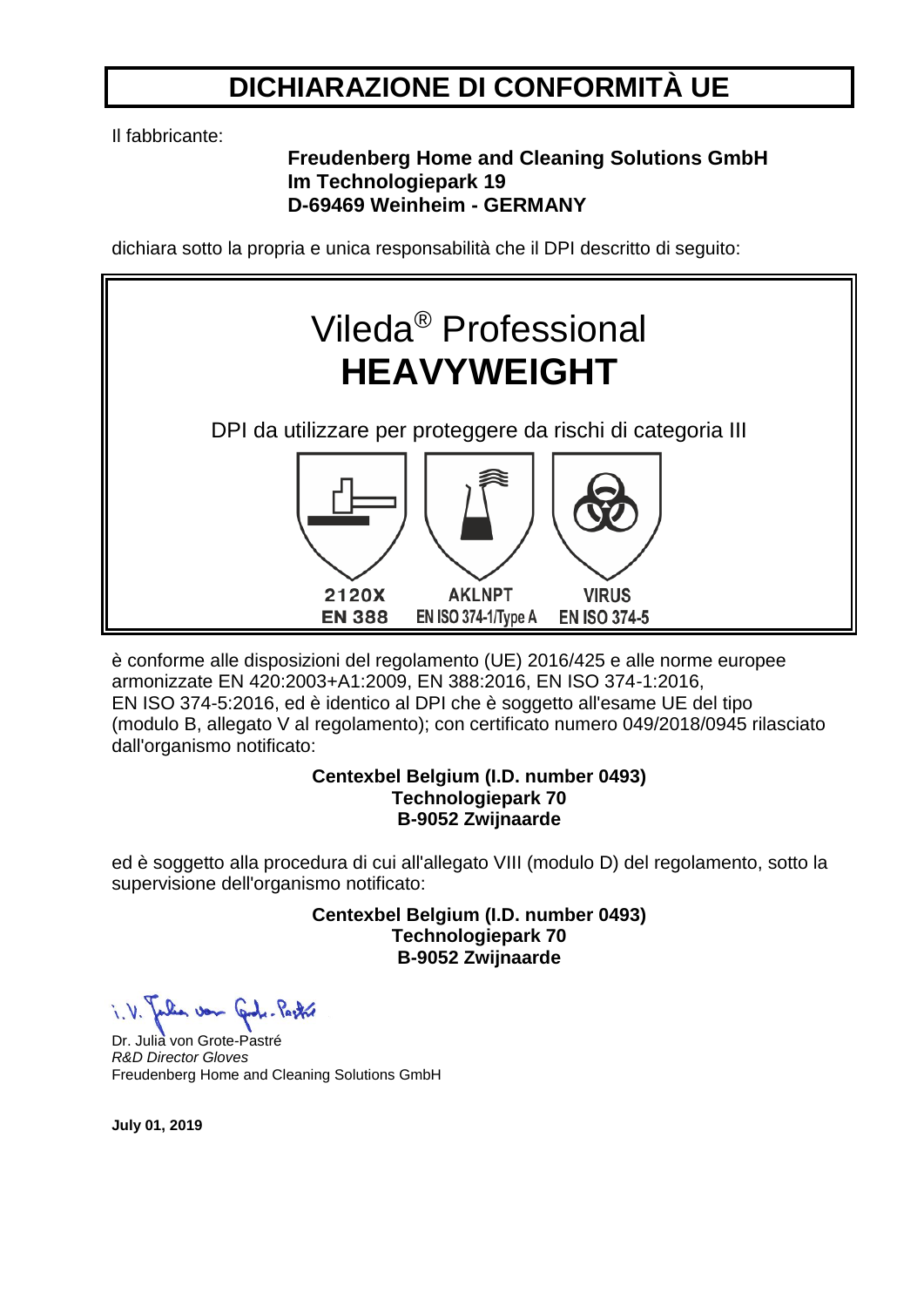# DICHIARAZIONE DI CONFORMITÀ UE

Il fabbricante:

**Freudenberg Home and Cleaning Solutions GmbH**
**Im Technologiepark 19**
**D-69469 Weinheim - GERMANY**

dichiara sotto la propria e unica responsabilità che il DPI descritto di seguito:

Vileda® Professional
**HEAVYWEIGHT**

DPI da utilizzare per proteggere da rischi di categoria III

| 2120X | AKLNPT | VIRUS |
|---|---|---|
| EN 388 | EN ISO 374-1/Type A | EN ISO 374-5 |

è conforme alle disposizioni del regolamento (UE) 2016/425 e alle norme europee armonizzate EN 420:2003+A1:2009, EN 388:2016, EN ISO 374-1:2016, EN ISO 374-5:2016, ed è identico al DPI che è soggetto all'esame UE del tipo (modulo B, allegato V al regolamento); con certificato numero 049/2018/0945 rilasciato dall'organismo notificato:

**Centexbel Belgium (I.D. number 0493)**
**Technologiepark 70**
**B-9052 Zwijnaarde**

ed è soggetto alla procedura di cui all'allegato VIII (modulo D) del regolamento, sotto la supervisione dell'organismo notificato:

**Centexbel Belgium (I.D. number 0493)**
**Technologiepark 70**
**B-9052 Zwijnaarde**

i.V. Julia von Grote-Pastré

Dr. Julia von Grote-Pastré
*R&D Director Gloves*
Freudenberg Home and Cleaning Solutions GmbH

**July 01, 2019**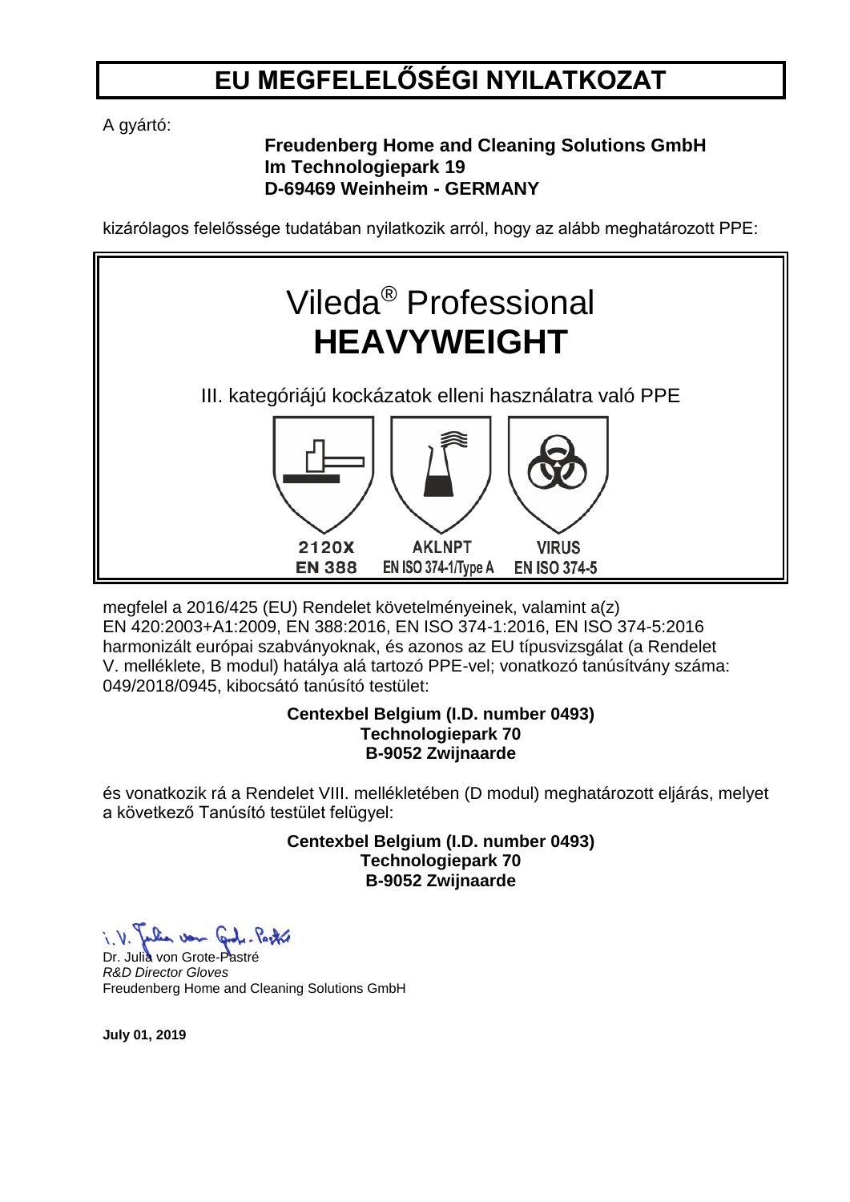# EU MEGFELELŐSÉGI NYILATKOZAT

A gyártó:

**Freudenberg Home and Cleaning Solutions GmbH**
**Im Technologiepark 19**
**D-69469 Weinheim - GERMANY**

kizárólagos felelőssége tudatában nyilatkozik arról, hogy az alább meghatározott PPE:

Vileda® Professional
**HEAVYWEIGHT**

III. kategóriájú kockázatok elleni használatra való PPE

| 2120X | AKLNPT | VIRUS |
|---|---|---|
| EN 388 | EN ISO 374-1/Type A | EN ISO 374-5 |

megfelel a 2016/425 (EU) Rendelet követelményeinek, valamint a(z) EN 420:2003+A1:2009, EN 388:2016, EN ISO 374-1:2016, EN ISO 374-5:2016 harmonizált európai szabványoknak, és azonos az EU típusvizsgálat (a Rendelet V. melléklete, B modul) hatálya alá tartozó PPE-vel; vonatkozó tanúsítvány száma: 049/2018/0945, kibocsátó tanúsító testület:

**Centexbel Belgium (I.D. number 0493)**
**Technologiepark 70**
**B-9052 Zwijnaarde**

és vonatkozik rá a Rendelet VIII. mellékletében (D modul) meghatározott eljárás, melyet a következő Tanúsító testület felügyel:

**Centexbel Belgium (I.D. number 0493)**
**Technologiepark 70**
**B-9052 Zwijnaarde**

i. V. Julia von Grote-Pastré
Dr. Julia von Grote-Pastré
*R&D Director Gloves*
Freudenberg Home and Cleaning Solutions GmbH

**July 01, 2019**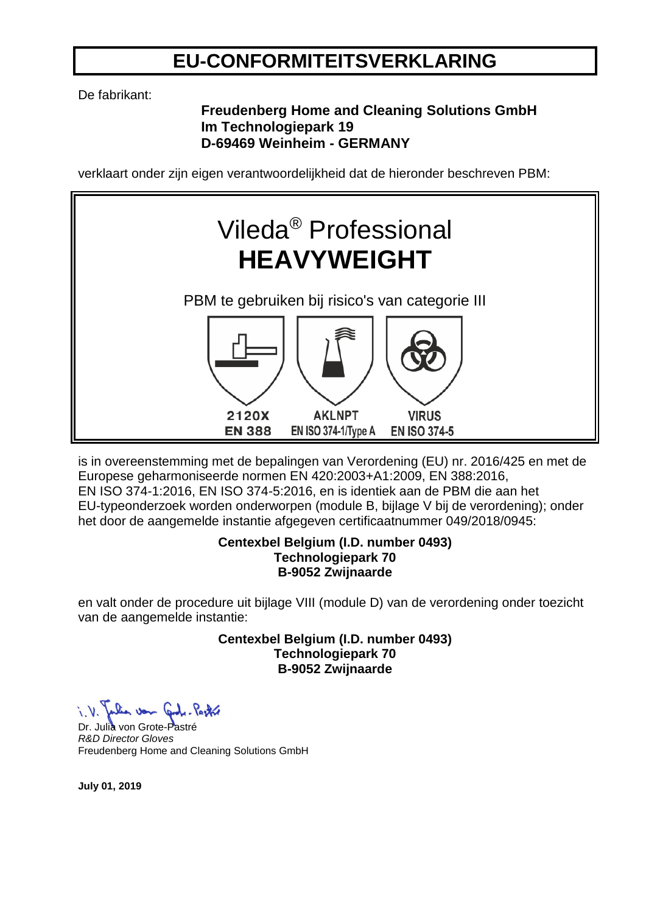# EU-CONFORMITEITSVERKLARING

De fabrikant:

**Freudenberg Home and Cleaning Solutions GmbH**
**Im Technologiepark 19**
**D-69469 Weinheim - GERMANY**

verklaart onder zijn eigen verantwoordelijkheid dat de hieronder beschreven PBM:

Vileda® Professional
**HEAVYWEIGHT**

PBM te gebruiken bij risico's van categorie III

| 2120X | AKLNPT | VIRUS |
|---|---|---|
| EN 388 | EN ISO 374-1/Type A | EN ISO 374-5 |

is in overeenstemming met de bepalingen van Verordening (EU) nr. 2016/425 en met de Europese geharmoniseerde normen EN 420:2003+A1:2009, EN 388:2016, EN ISO 374-1:2016, EN ISO 374-5:2016, en is identiek aan de PBM die aan het EU-typeonderzoek worden onderworpen (module B, bijlage V bij de verordening); onder het door de aangemelde instantie afgegeven certificaatnummer 049/2018/0945:

**Centexbel Belgium (I.D. number 0493)**
**Technologiepark 70**
**B-9052 Zwijnaarde**

en valt onder de procedure uit bijlage VIII (module D) van de verordening onder toezicht van de aangemelde instantie:

**Centexbel Belgium (I.D. number 0493)**
**Technologiepark 70**
**B-9052 Zwijnaarde**

i.V. Julia von Grote-Pastré

Dr. Julia von Grote-Pastré
*R&D Director Gloves*
Freudenberg Home and Cleaning Solutions GmbH

**July 01, 2019**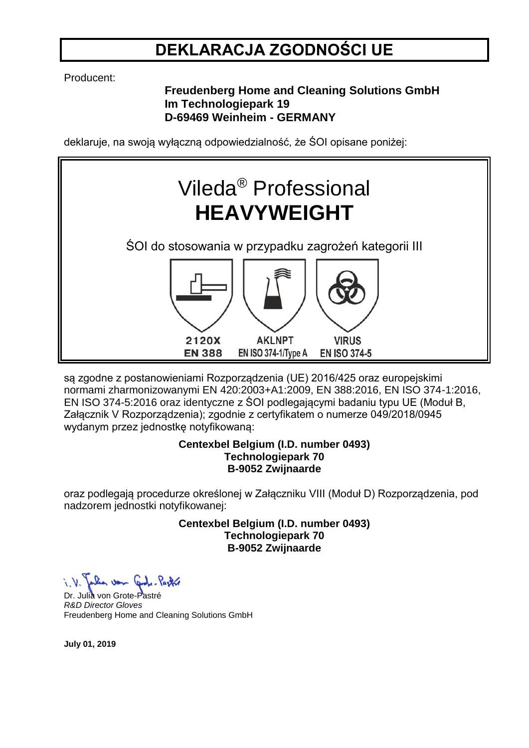# DEKLARACJA ZGODNOŚCI UE

Producent:

**Freudenberg Home and Cleaning Solutions GmbH**
**Im Technologiepark 19**
**D-69469 Weinheim - GERMANY**

deklaruje, na swoją wyłączną odpowiedzialność, że ŚOI opisane poniżej:

Vileda® Professional
**HEAVYWEIGHT**

ŚOI do stosowania w przypadku zagrożeń kategorii III

| 2120X | AKLNPT | VIRUS |
|---|---|---|
| EN 388 | EN ISO 374-1/Type A | EN ISO 374-5 |

są zgodne z postanowieniami Rozporządzenia (UE) 2016/425 oraz europejskimi normami zharmonizowanymi EN 420:2003+A1:2009, EN 388:2016, EN ISO 374-1:2016, EN ISO 374-5:2016 oraz identyczne z ŚOI podlegającymi badaniu typu UE (Moduł B, Załącznik V Rozporządzenia); zgodnie z certyfikatem o numerze 049/2018/0945 wydanym przez jednostkę notyfikowaną:

**Centexbel Belgium (I.D. number 0493)**
**Technologiepark 70**
**B-9052 Zwijnaarde**

oraz podlegają procedurze określonej w Załączniku VIII (Moduł D) Rozporządzenia, pod nadzorem jednostki notyfikowanej:

**Centexbel Belgium (I.D. number 0493)**
**Technologiepark 70**
**B-9052 Zwijnaarde**

i. V. Julia von Grote-Pastré

Dr. Julia von Grote-Pastré
*R&D Director Gloves*
Freudenberg Home and Cleaning Solutions GmbH

**July 01, 2019**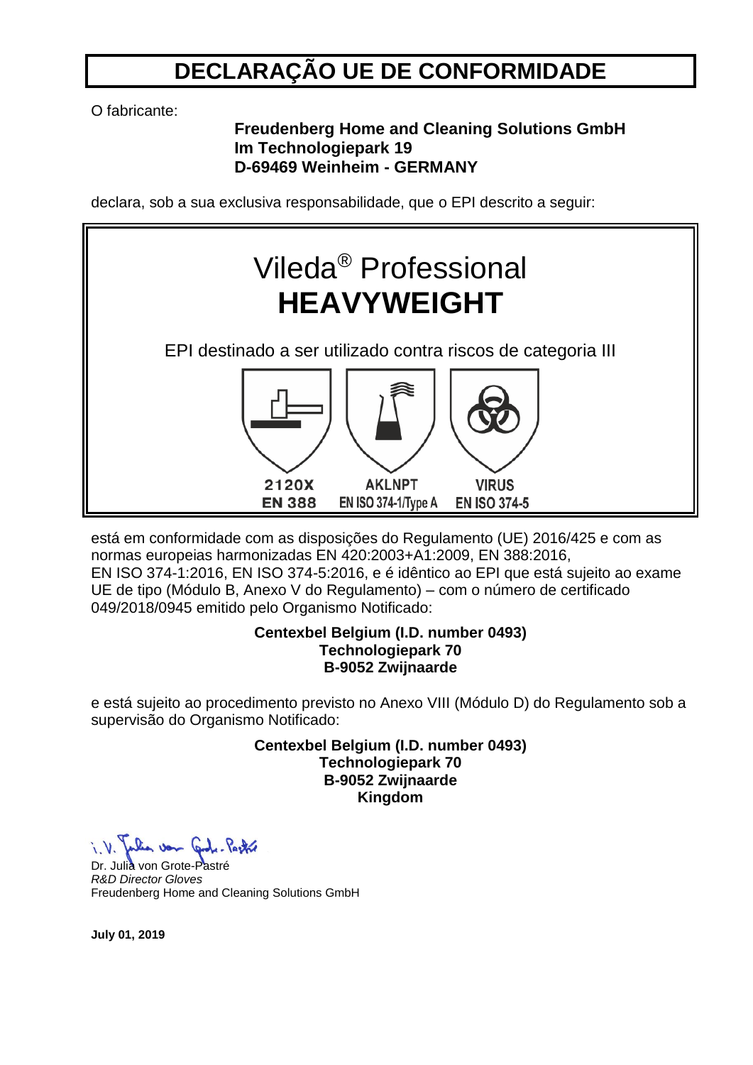# DECLARAÇÃO UE DE CONFORMIDADE

O fabricante:

**Freudenberg Home and Cleaning Solutions GmbH**
**Im Technologiepark 19**
**D-69469 Weinheim - GERMANY**

declara, sob a sua exclusiva responsabilidade, que o EPI descrito a seguir:

Vileda® Professional
**HEAVYWEIGHT**

EPI destinado a ser utilizado contra riscos de categoria III

| 2120X | AKLNPT | VIRUS |
|---|---|---|
| EN 388 | EN ISO 374-1/Type A | EN ISO 374-5 |

está em conformidade com as disposições do Regulamento (UE) 2016/425 e com as normas europeias harmonizadas EN 420:2003+A1:2009, EN 388:2016, EN ISO 374-1:2016, EN ISO 374-5:2016, e é idêntico ao EPI que está sujeito ao exame UE de tipo (Módulo B, Anexo V do Regulamento) – com o número de certificado 049/2018/0945 emitido pelo Organismo Notificado:

**Centexbel Belgium (I.D. number 0493)**
**Technologiepark 70**
**B-9052 Zwijnaarde**

e está sujeito ao procedimento previsto no Anexo VIII (Módulo D) do Regulamento sob a supervisão do Organismo Notificado:

**Centexbel Belgium (I.D. number 0493)**
**Technologiepark 70**
**B-9052 Zwijnaarde**
**Kingdom**

i.V. Julia von Grote-Pastré
Dr. Julia von Grote-Pastré
*R&D Director Gloves*
Freudenberg Home and Cleaning Solutions GmbH

**July 01, 2019**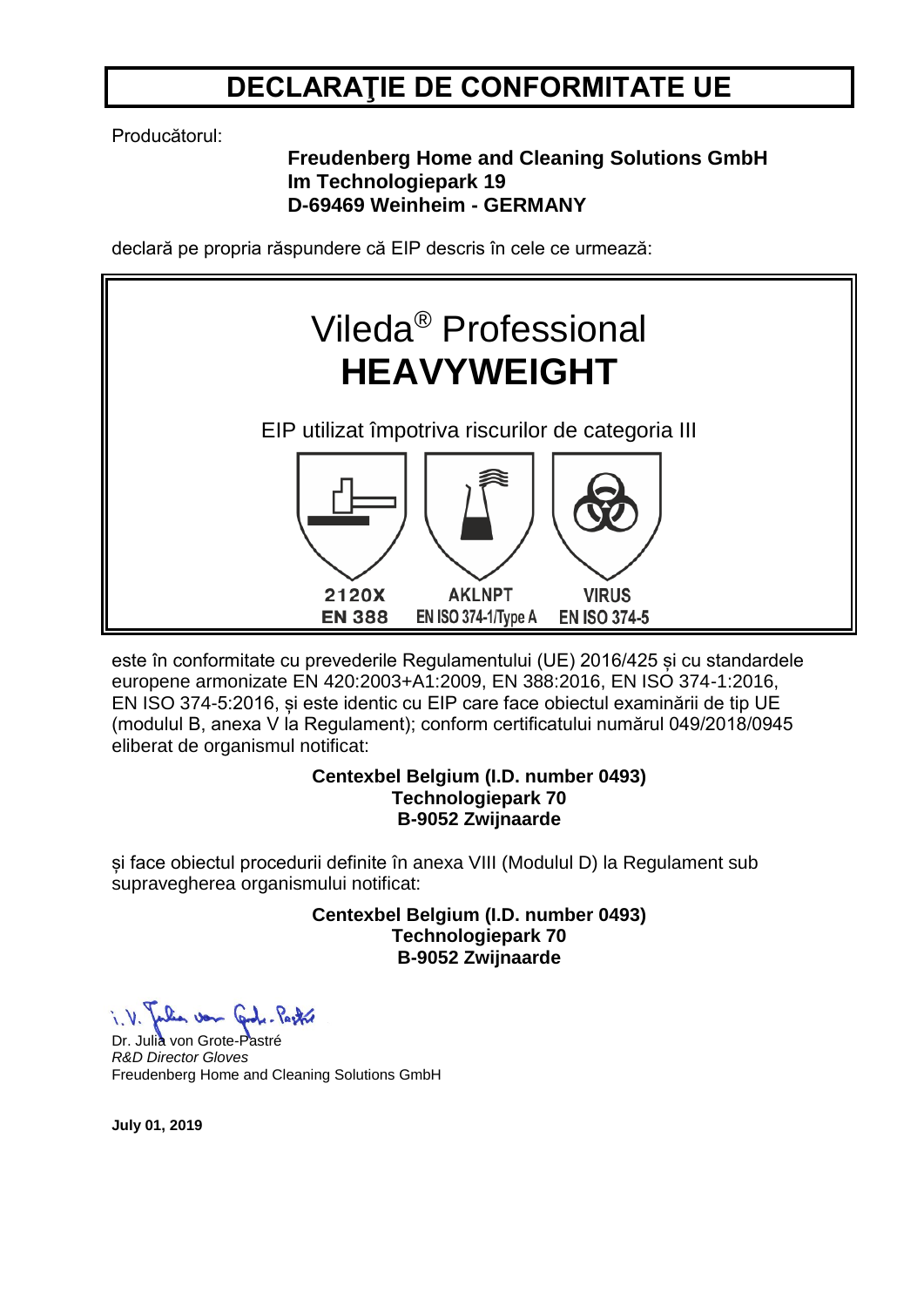# DECLARAŢIE DE CONFORMITATE UE

Producătorul:

**Freudenberg Home and Cleaning Solutions GmbH**
**Im Technologiepark 19**
**D-69469 Weinheim - GERMANY**

declară pe propria răspundere că EIP descris în cele ce urmează:

Vileda® Professional
**HEAVYWEIGHT**

EIP utilizat împotriva riscurilor de categoria III

| 2120X | AKLNPT | VIRUS |
|---|---|---|
| EN 388 | EN ISO 374-1/Type A | EN ISO 374-5 |

este în conformitate cu prevederile Regulamentului (UE) 2016/425 și cu standardele europene armonizate EN 420:2003+A1:2009, EN 388:2016, EN ISO 374-1:2016, EN ISO 374-5:2016, și este identic cu EIP care face obiectul examinării de tip UE (modulul B, anexa V la Regulament); conform certificatului numărul 049/2018/0945 eliberat de organismul notificat:

**Centexbel Belgium (I.D. number 0493)**
**Technologiepark 70**
**B-9052 Zwijnaarde**

și face obiectul procedurii definite în anexa VIII (Modulul D) la Regulament sub supravegherea organismului notificat:

**Centexbel Belgium (I.D. number 0493)**
**Technologiepark 70**
**B-9052 Zwijnaarde**

i. V. Julia von Grote-Pastré

Dr. Julia von Grote-Pastré
*R&D Director Gloves*
Freudenberg Home and Cleaning Solutions GmbH

**July 01, 2019**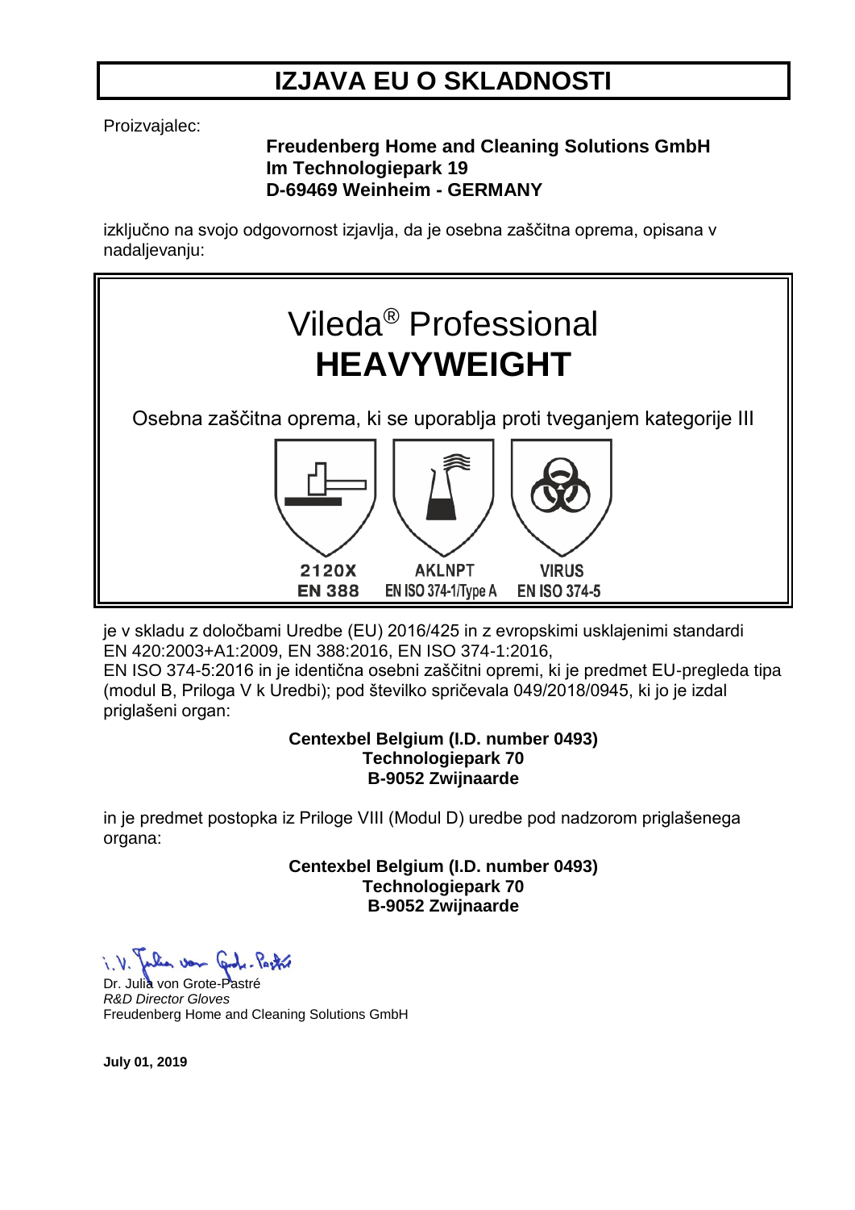# IZJAVA EU O SKLADNOSTI

Proizvajalec:

**Freudenberg Home and Cleaning Solutions GmbH**
**Im Technologiepark 19**
**D-69469 Weinheim - GERMANY**

izključno na svojo odgovornost izjavlja, da je osebna zaščitna oprema, opisana v nadaljevanju:

## Vileda® Professional
## HEAVYWEIGHT

Osebna zaščitna oprema, ki se uporablja proti tveganjem kategorije III

| 2120X | AKLNPT | VIRUS |
|---|---|---|
| EN 388 | EN ISO 374-1/Type A | EN ISO 374-5 |

je v skladu z določbami Uredbe (EU) 2016/425 in z evropskimi usklajenimi standardi EN 420:2003+A1:2009, EN 388:2016, EN ISO 374-1:2016, EN ISO 374-5:2016 in je identična osebni zaščitni opremi, ki je predmet EU-pregleda tipa (modul B, Priloga V k Uredbi); pod številko spričevala 049/2018/0945, ki jo je izdal priglašeni organ:

**Centexbel Belgium (I.D. number 0493)**
**Technologiepark 70**
**B-9052 Zwijnaarde**

in je predmet postopka iz Priloge VIII (Modul D) uredbe pod nadzorom priglašenega organa:

**Centexbel Belgium (I.D. number 0493)**
**Technologiepark 70**
**B-9052 Zwijnaarde**

i.V. Julia von Grote-Pastré

Dr. Julia von Grote-Pastré
*R&D Director Gloves*
Freudenberg Home and Cleaning Solutions GmbH

**July 01, 2019**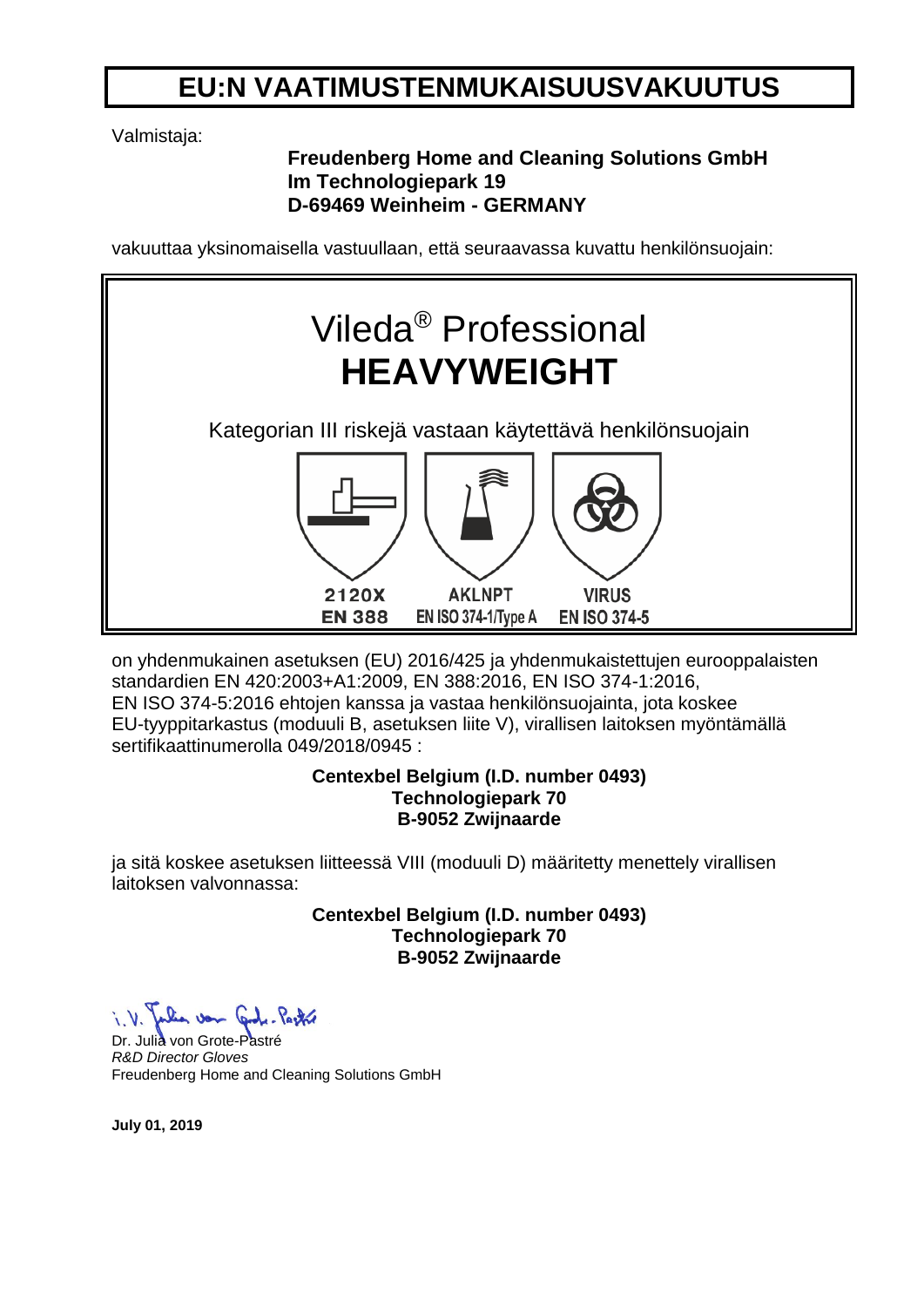# EU:N VAATIMUSTENMUKAISUUSVAKUUTUS

Valmistaja:

**Freudenberg Home and Cleaning Solutions GmbH**
**Im Technologiepark 19**
**D-69469 Weinheim - GERMANY**

vakuuttaa yksinomaisella vastuullaan, että seuraavassa kuvattu henkilönsuojain:

Vileda® Professional
**HEAVYWEIGHT**

Kategorian III riskejä vastaan käytettävä henkilönsuojain

| 2120X | AKLNPT | VIRUS |
|---|---|---|
| EN 388 | EN ISO 374-1/Type A | EN ISO 374-5 |

on yhdenmukainen asetuksen (EU) 2016/425 ja yhdenmukaistettujen eurooppalaisten standardien EN 420:2003+A1:2009, EN 388:2016, EN ISO 374-1:2016, EN ISO 374-5:2016 ehtojen kanssa ja vastaa henkilönsuojainta, jota koskee EU-tyyppitarkastus (moduuli B, asetuksen liite V), virallisen laitoksen myöntämällä sertifikaattinumerolla 049/2018/0945 :

**Centexbel Belgium (I.D. number 0493)**
**Technologiepark 70**
**B-9052 Zwijnaarde**

ja sitä koskee asetuksen liitteessä VIII (moduuli D) määritetty menettely virallisen laitoksen valvonnassa:

**Centexbel Belgium (I.D. number 0493)**
**Technologiepark 70**
**B-9052 Zwijnaarde**

i. V. Julia von Grote-Pastré

Dr. Julia von Grote-Pastré
*R&D Director Gloves*
Freudenberg Home and Cleaning Solutions GmbH

**July 01, 2019**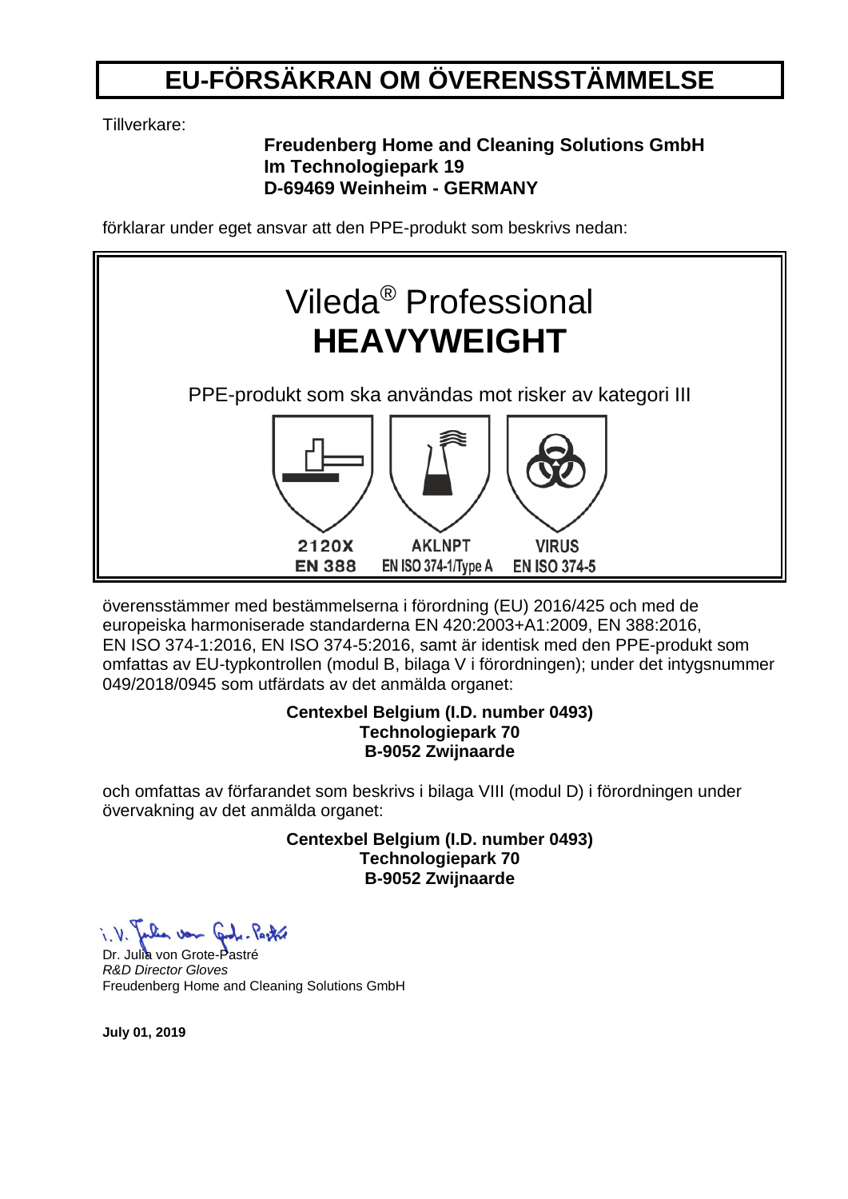# EU-FÖRSÄKRAN OM ÖVERENSSTÄMMELSE

Tillverkare:

**Freudenberg Home and Cleaning Solutions GmbH**
**Im Technologiepark 19**
**D-69469 Weinheim - GERMANY**

förklarar under eget ansvar att den PPE-produkt som beskrivs nedan:

Vileda® Professional
**HEAVYWEIGHT**

PPE-produkt som ska användas mot risker av kategori III

| 2120X | AKLNPT | VIRUS |
|---|---|---|
| EN 388 | EN ISO 374-1/Type A | EN ISO 374-5 |

överensstämmer med bestämmelserna i förordning (EU) 2016/425 och med de europeiska harmoniserade standarderna EN 420:2003+A1:2009, EN 388:2016, EN ISO 374-1:2016, EN ISO 374-5:2016, samt är identisk med den PPE-produkt som omfattas av EU-typkontrollen (modul B, bilaga V i förordningen); under det intygsnummer 049/2018/0945 som utfärdats av det anmälda organet:

**Centexbel Belgium (I.D. number 0493)**
**Technologiepark 70**
**B-9052 Zwijnaarde**

och omfattas av förfarandet som beskrivs i bilaga VIII (modul D) i förordningen under övervakning av det anmälda organet:

**Centexbel Belgium (I.D. number 0493)**
**Technologiepark 70**
**B-9052 Zwijnaarde**

i.V. Julia von Grote-Pastré

Dr. Julia von Grote-Pastré
*R&D Director Gloves*
Freudenberg Home and Cleaning Solutions GmbH

**July 01, 2019**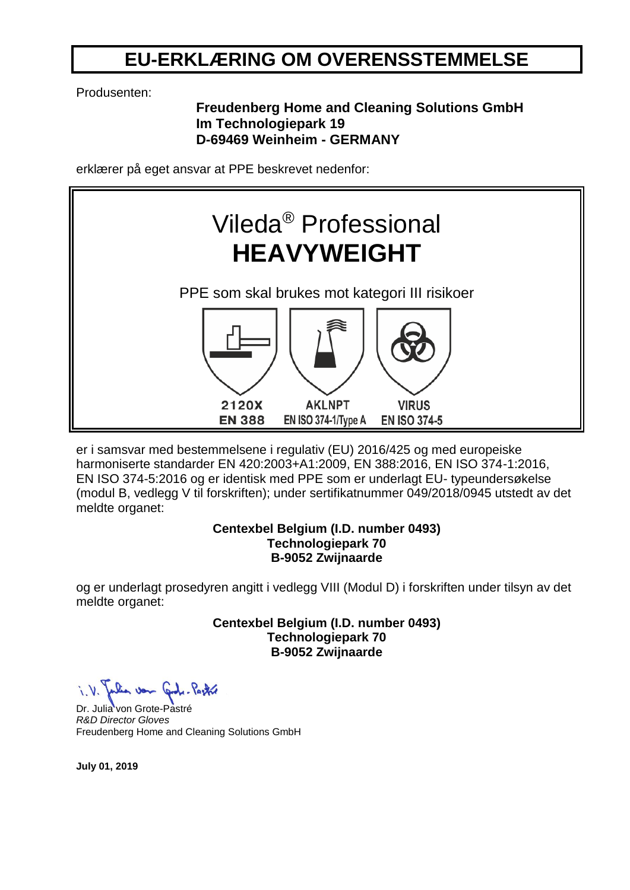# EU-ERKLÆRING OM OVERENSSTEMMELSE

Produsenten:

**Freudenberg Home and Cleaning Solutions GmbH**
**Im Technologiepark 19**
**D-69469 Weinheim - GERMANY**

erklærer på eget ansvar at PPE beskrevet nedenfor:

Vileda® Professional
**HEAVYWEIGHT**

PPE som skal brukes mot kategori III risikoer

| 2120X | AKLNPT | VIRUS |
|---|---|---|
| EN 388 | EN ISO 374-1/Type A | EN ISO 374-5 |

er i samsvar med bestemmelsene i regulativ (EU) 2016/425 og med europeiske harmoniserte standarder EN 420:2003+A1:2009, EN 388:2016, EN ISO 374-1:2016, EN ISO 374-5:2016 og er identisk med PPE som er underlagt EU- typeundersøkelse (modul B, vedlegg V til forskriften); under sertifikatnummer 049/2018/0945 utstedt av det meldte organet:

**Centexbel Belgium (I.D. number 0493)**
**Technologiepark 70**
**B-9052 Zwijnaarde**

og er underlagt prosedyren angitt i vedlegg VIII (Modul D) i forskriften under tilsyn av det meldte organet:

**Centexbel Belgium (I.D. number 0493)**
**Technologiepark 70**
**B-9052 Zwijnaarde**

i.V. Julia von Grote-Pastré

Dr. Julia von Grote-Pastré
*R&D Director Gloves*
Freudenberg Home and Cleaning Solutions GmbH

**July 01, 2019**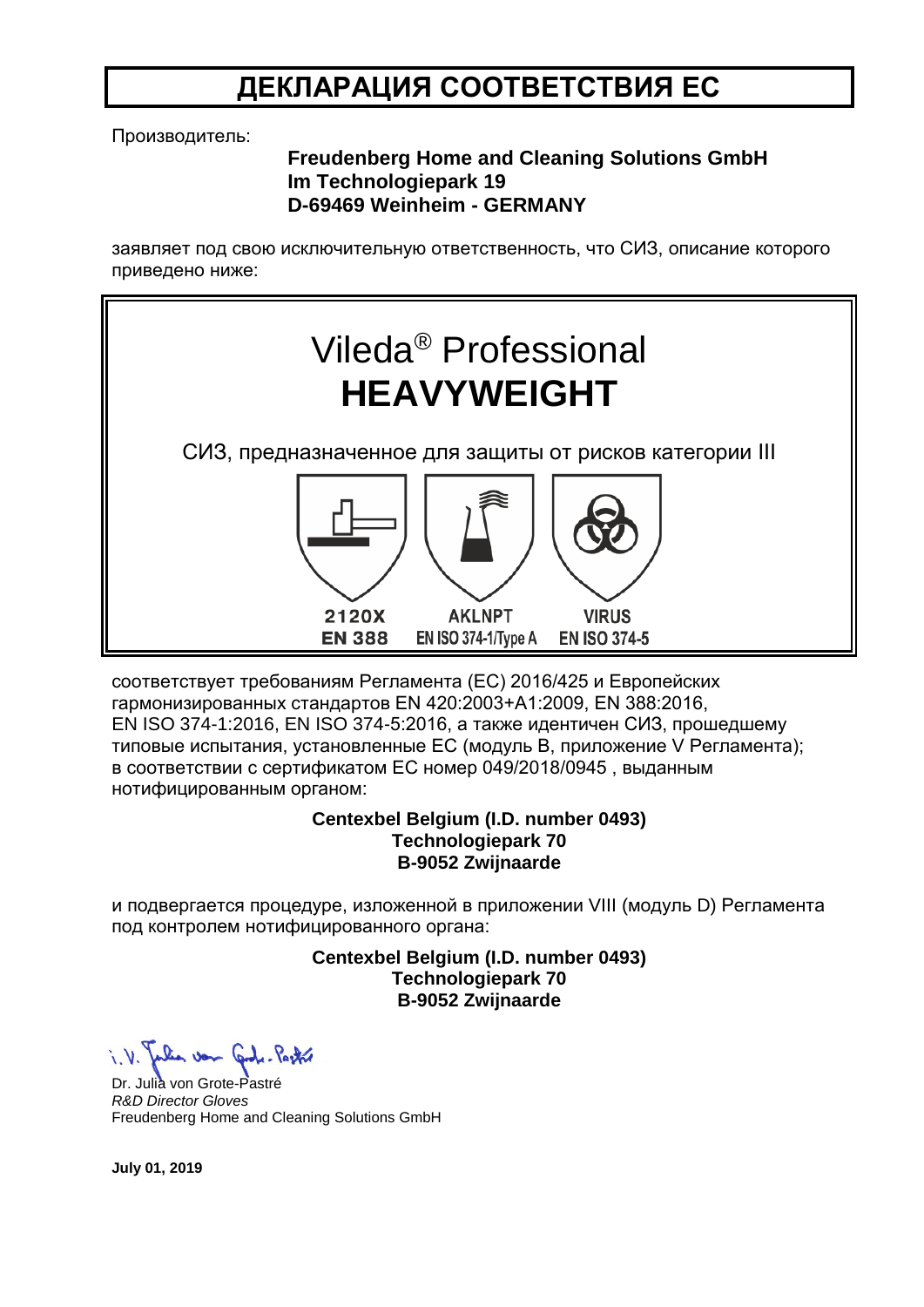# ДЕКЛАРАЦИЯ СООТВЕТСТВИЯ ЕС

Производитель:

**Freudenberg Home and Cleaning Solutions GmbH**
**Im Technologiepark 19**
**D-69469 Weinheim - GERMANY**

заявляет под свою исключительную ответственность, что СИЗ, описание которого приведено ниже:

Vileda® Professional
**HEAVYWEIGHT**

СИЗ, предназначенное для защиты от рисков категории III

| 2120X | AKLNPT | VIRUS |
| --- | --- | --- |
| EN 388 | EN ISO 374-1/Type A | EN ISO 374-5 |

соответствует требованиям Регламента (ЕС) 2016/425 и Европейских гармонизированных стандартов EN 420:2003+A1:2009, EN 388:2016, EN ISO 374-1:2016, EN ISO 374-5:2016, а также идентичен СИЗ, прошедшему типовые испытания, установленные ЕС (модуль B, приложение V Регламента); в соответствии с сертификатом ЕС номер 049/2018/0945 , выданным нотифицированным органом:

**Centexbel Belgium (I.D. number 0493)**
**Technologiepark 70**
**B-9052 Zwijnaarde**

и подвергается процедуре, изложенной в приложении VIII (модуль D) Регламента под контролем нотифицированного органа:

**Centexbel Belgium (I.D. number 0493)**
**Technologiepark 70**
**B-9052 Zwijnaarde**

i. V. Julia von Grote-Pastré

Dr. Julia von Grote-Pastré
*R&D Director Gloves*
Freudenberg Home and Cleaning Solutions GmbH

**July 01, 2019**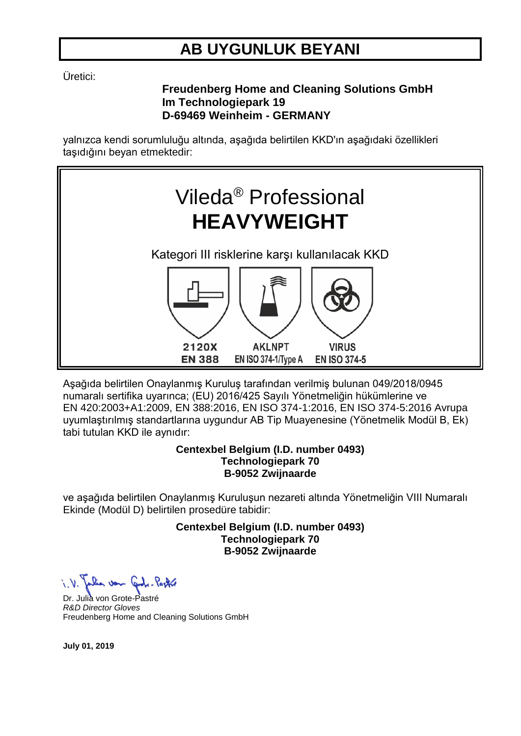# AB UYGUNLUK BEYANI

Üretici:

**Freudenberg Home and Cleaning Solutions GmbH**
**Im Technologiepark 19**
**D-69469 Weinheim - GERMANY**

yalnızca kendi sorumluluğu altında, aşağıda belirtilen KKD'ın aşağıdaki özellikleri taşıdığını beyan etmektedir:

Vileda® Professional
**HEAVYWEIGHT**

Kategori III risklerine karşı kullanılacak KKD

**2120X**
**EN 388**

**AKLNPT**
**EN ISO 374-1/Type A**

**VIRUS**
**EN ISO 374-5**

Aşağıda belirtilen Onaylanmış Kuruluş tarafından verilmiş bulunan 049/2018/0945 numaralı sertifika uyarınca; (EU) 2016/425 Sayılı Yönetmeliğin hükümlerine ve EN 420:2003+A1:2009, EN 388:2016, EN ISO 374-1:2016, EN ISO 374-5:2016 Avrupa uyumlaştırılmış standartlarına uygundur AB Tip Muayenesine (Yönetmelik Modül B, Ek) tabi tutulan KKD ile aynıdır:

**Centexbel Belgium (I.D. number 0493)**
**Technologiepark 70**
**B-9052 Zwijnaarde**

ve aşağıda belirtilen Onaylanmış Kuruluşun nezareti altında Yönetmeliğin VIII Numaralı Ekinde (Modül D) belirtilen prosedüre tabidir:

**Centexbel Belgium (I.D. number 0493)**
**Technologiepark 70**
**B-9052 Zwijnaarde**

i.V. Julia von Grote-Pastré

Dr. Julia von Grote-Pastré
*R&D Director Gloves*
Freudenberg Home and Cleaning Solutions GmbH

**July 01, 2019**